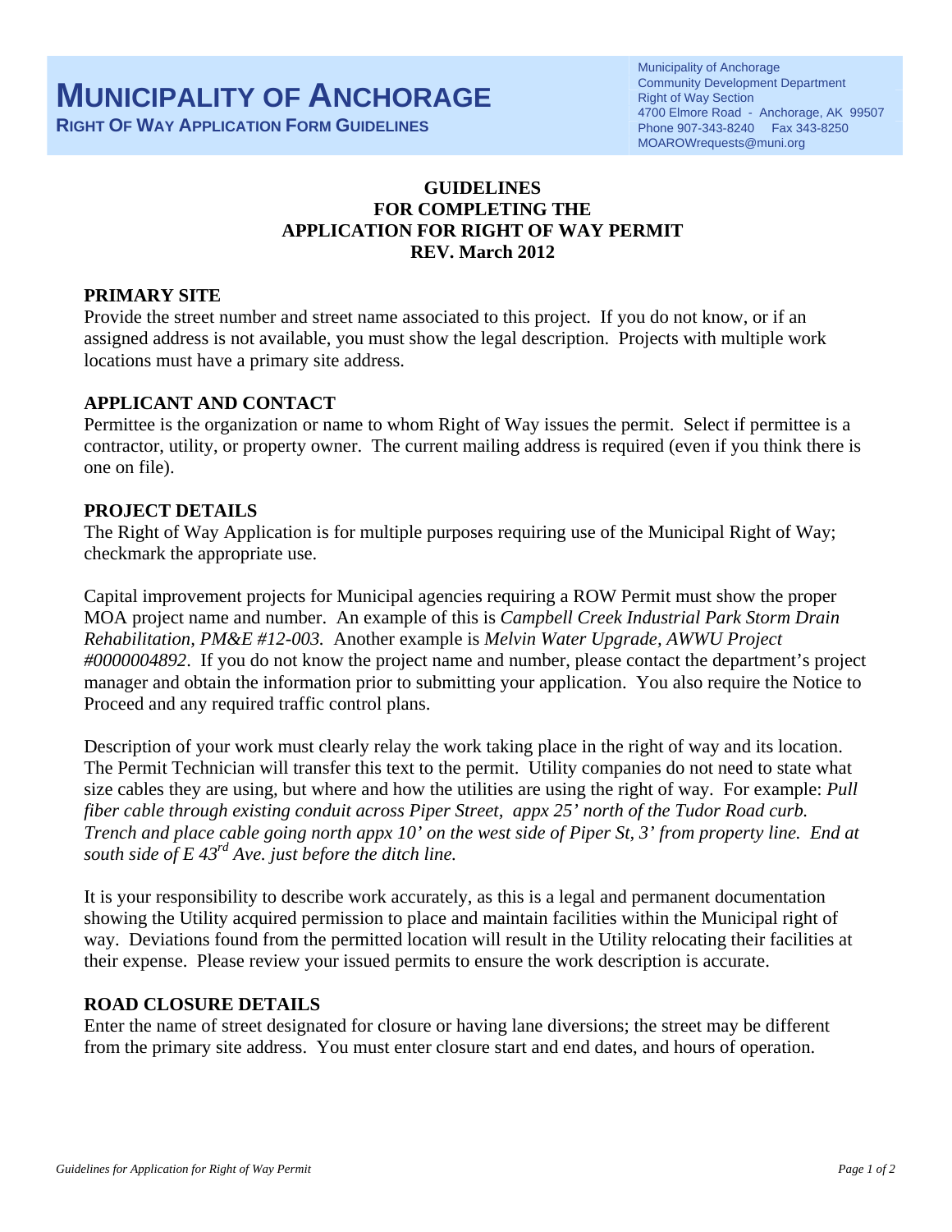# MUNICIPALITY OF ANCHORAGE

**RIGHT OF WAY APPLICATION FORM GUIDELINES**

Municipality of Anchorage
Community Development Department
Right of Way Section
4700 Elmore Road - Anchorage, AK 99507
Phone 907-343-8240 Fax 343-8250
MOAROWrequests@muni.org

## GUIDELINES FOR COMPLETING THE APPLICATION FOR RIGHT OF WAY PERMIT REV. March 2012

### PRIMARY SITE

Provide the street number and street name associated to this project. If you do not know, or if an assigned address is not available, you must show the legal description. Projects with multiple work locations must have a primary site address.

### APPLICANT AND CONTACT

Permittee is the organization or name to whom Right of Way issues the permit. Select if permittee is a contractor, utility, or property owner. The current mailing address is required (even if you think there is one on file).

### PROJECT DETAILS

The Right of Way Application is for multiple purposes requiring use of the Municipal Right of Way; checkmark the appropriate use.

Capital improvement projects for Municipal agencies requiring a ROW Permit must show the proper MOA project name and number. An example of this is *Campbell Creek Industrial Park Storm Drain Rehabilitation, PM&E #12-003.* Another example is *Melvin Water Upgrade, AWWU Project #0000004892*. If you do not know the project name and number, please contact the department's project manager and obtain the information prior to submitting your application. You also require the Notice to Proceed and any required traffic control plans.

Description of your work must clearly relay the work taking place in the right of way and its location. The Permit Technician will transfer this text to the permit. Utility companies do not need to state what size cables they are using, but where and how the utilities are using the right of way. For example: *Pull fiber cable through existing conduit across Piper Street, appx 25' north of the Tudor Road curb. Trench and place cable going north appx 10' on the west side of Piper St, 3' from property line. End at south side of E 43rd Ave. just before the ditch line.*

It is your responsibility to describe work accurately, as this is a legal and permanent documentation showing the Utility acquired permission to place and maintain facilities within the Municipal right of way. Deviations found from the permitted location will result in the Utility relocating their facilities at their expense. Please review your issued permits to ensure the work description is accurate.

### ROAD CLOSURE DETAILS

Enter the name of street designated for closure or having lane diversions; the street may be different from the primary site address. You must enter closure start and end dates, and hours of operation.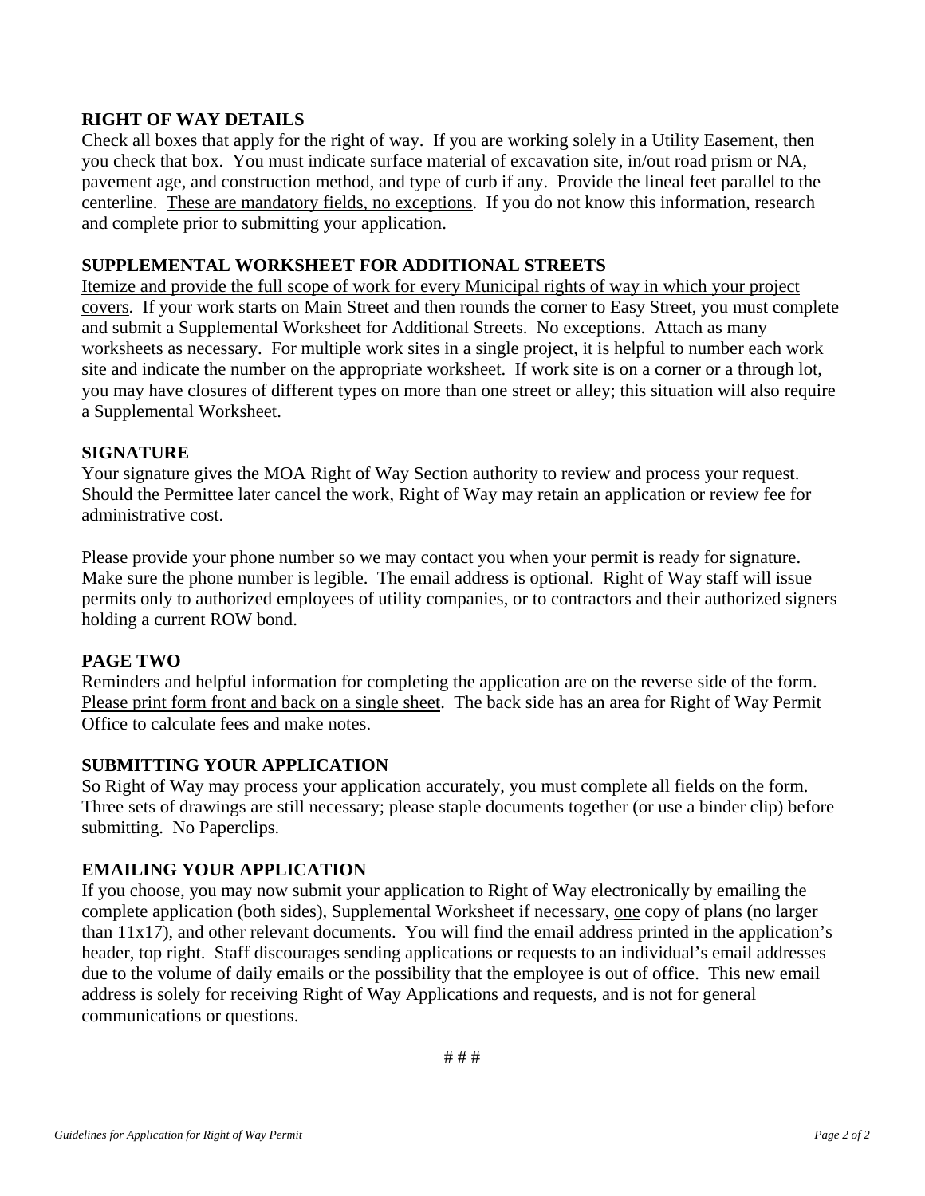## RIGHT OF WAY DETAILS

Check all boxes that apply for the right of way. If you are working solely in a Utility Easement, then you check that box. You must indicate surface material of excavation site, in/out road prism or NA, pavement age, and construction method, and type of curb if any. Provide the lineal feet parallel to the centerline. These are mandatory fields, no exceptions. If you do not know this information, research and complete prior to submitting your application.

## SUPPLEMENTAL WORKSHEET FOR ADDITIONAL STREETS

Itemize and provide the full scope of work for every Municipal rights of way in which your project covers. If your work starts on Main Street and then rounds the corner to Easy Street, you must complete and submit a Supplemental Worksheet for Additional Streets. No exceptions. Attach as many worksheets as necessary. For multiple work sites in a single project, it is helpful to number each work site and indicate the number on the appropriate worksheet. If work site is on a corner or a through lot, you may have closures of different types on more than one street or alley; this situation will also require a Supplemental Worksheet.

## SIGNATURE

Your signature gives the MOA Right of Way Section authority to review and process your request. Should the Permittee later cancel the work, Right of Way may retain an application or review fee for administrative cost.

Please provide your phone number so we may contact you when your permit is ready for signature. Make sure the phone number is legible. The email address is optional. Right of Way staff will issue permits only to authorized employees of utility companies, or to contractors and their authorized signers holding a current ROW bond.

## PAGE TWO

Reminders and helpful information for completing the application are on the reverse side of the form. Please print form front and back on a single sheet. The back side has an area for Right of Way Permit Office to calculate fees and make notes.

## SUBMITTING YOUR APPLICATION

So Right of Way may process your application accurately, you must complete all fields on the form. Three sets of drawings are still necessary; please staple documents together (or use a binder clip) before submitting. No Paperclips.

## EMAILING YOUR APPLICATION

If you choose, you may now submit your application to Right of Way electronically by emailing the complete application (both sides), Supplemental Worksheet if necessary, one copy of plans (no larger than 11x17), and other relevant documents. You will find the email address printed in the application's header, top right. Staff discourages sending applications or requests to an individual's email addresses due to the volume of daily emails or the possibility that the employee is out of office. This new email address is solely for receiving Right of Way Applications and requests, and is not for general communications or questions.

# # #